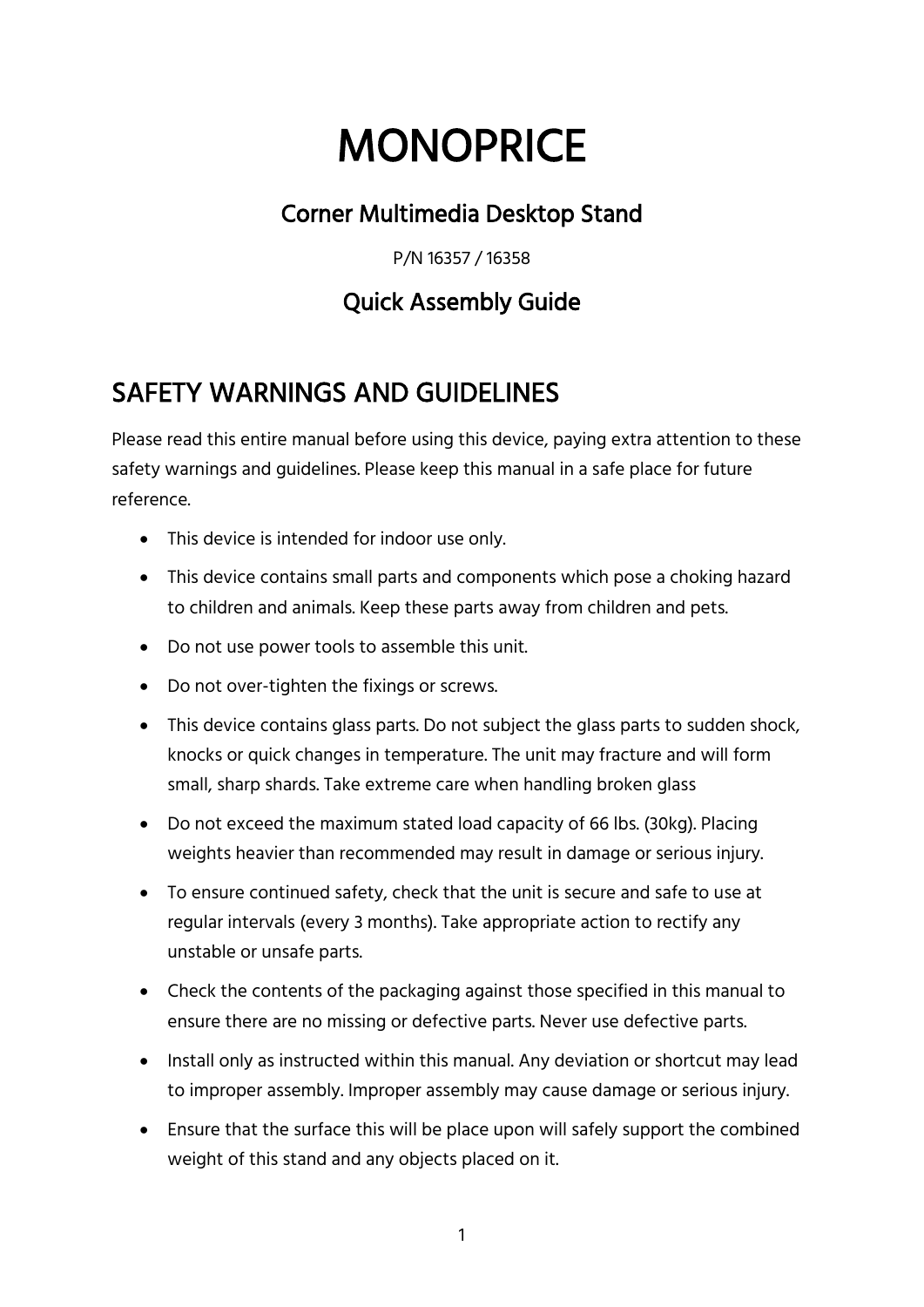# MONOPRICE

## Corner Multimedia Desktop Stand

P/N 16357 / 16358

## Quick Assembly Guide

## SAFETY WARNINGS AND GUIDELINES

Please read this entire manual before using this device, paying extra attention to these safety warnings and guidelines. Please keep this manual in a safe place for future reference.

- This device is intended for indoor use only.
- This device contains small parts and components which pose a choking hazard to children and animals. Keep these parts away from children and pets.
- Do not use power tools to assemble this unit.
- Do not over-tighten the fixings or screws.
- This device contains glass parts. Do not subject the glass parts to sudden shock, knocks or quick changes in temperature. The unit may fracture and will form small, sharp shards. Take extreme care when handling broken glass
- Do not exceed the maximum stated load capacity of 66 lbs. (30kg). Placing weights heavier than recommended may result in damage or serious injury.
- To ensure continued safety, check that the unit is secure and safe to use at regular intervals (every 3 months). Take appropriate action to rectify any unstable or unsafe parts.
- Check the contents of the packaging against those specified in this manual to ensure there are no missing or defective parts. Never use defective parts.
- Install only as instructed within this manual. Any deviation or shortcut may lead to improper assembly. Improper assembly may cause damage or serious injury.
- Ensure that the surface this will be place upon will safely support the combined weight of this stand and any objects placed on it.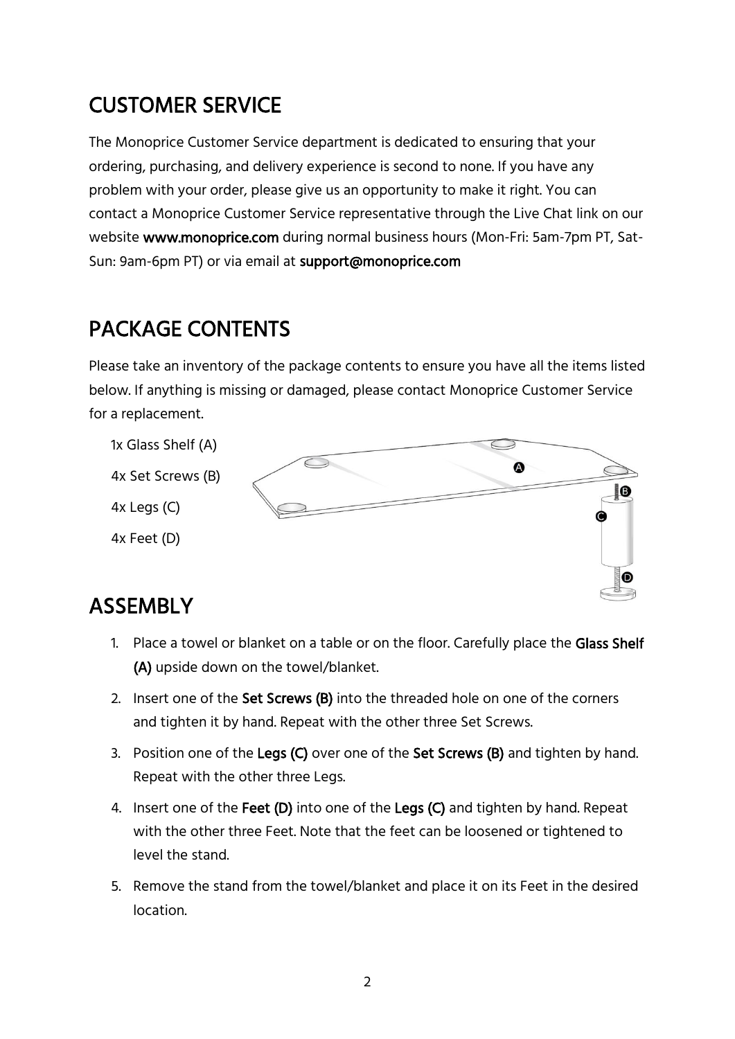## CUSTOMER SERVICE

The Monoprice Customer Service department is dedicated to ensuring that your ordering, purchasing, and delivery experience is second to none. If you have any problem with your order, please give us an opportunity to make it right. You can contact a Monoprice Customer Service representative through the Live Chat link on our website **www.monoprice.com** during normal business hours (Mon-Fri: 5am-7pm PT, Sat-Sun: 9am-6pm PT) or via email at **support@monoprice.com**

## PACKAGE CONTENTS

Please take an inventory of the package contents to ensure you have all the items listed below. If anything is missing or damaged, please contact Monoprice Customer Service for a replacement.

- 1x Glass Shelf (A)
- 4x Set Screws (B)
- 4x Legs (C)
- 4x Feet (D)

## ASSEMBLY

1. Place a towel or blanket on a table or on the floor. Carefully place the **Glass Shelf (A)** upside down on the towel/blanket.
2. Insert one of the **Set Screws (B)** into the threaded hole on one of the corners and tighten it by hand. Repeat with the other three Set Screws.
3. Position one of the **Legs (C)** over one of the **Set Screws (B)** and tighten by hand. Repeat with the other three Legs.
4. Insert one of the **Feet (D)** into one of the **Legs (C)** and tighten by hand. Repeat with the other three Feet. Note that the feet can be loosened or tightened to level the stand.
5. Remove the stand from the towel/blanket and place it on its Feet in the desired location.